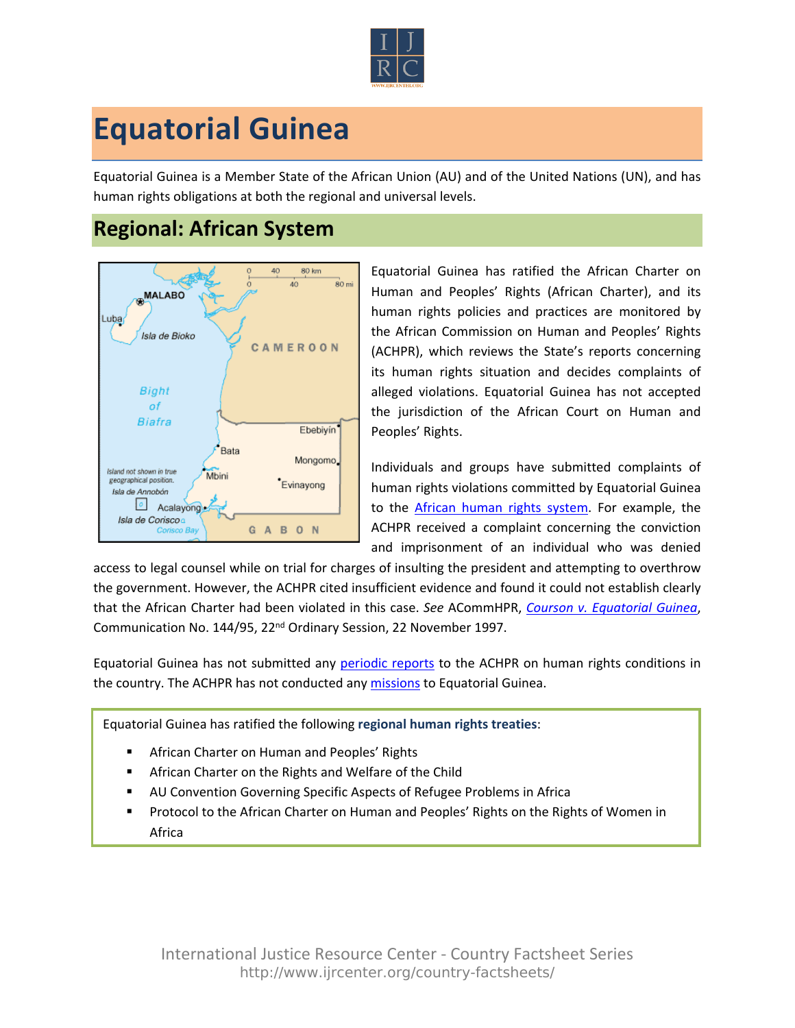# Equatorial Guinea

Equatorial Guinea is a Member State of the African Union (AU) and of the United Nations (UN), and has human rights obligations at both the regional and universal levels.

## Regional: African System

Equatorial Guinea has ratified the African Charter on Human and Peoples' Rights (African Charter), and its human rights policies and practices are monitored by the African Commission on Human and Peoples' Rights (ACHPR), which reviews the State's reports concerning its human rights situation and decides complaints of alleged violations. Equatorial Guinea has not accepted the jurisdiction of the African Court on Human and Peoples' Rights.

Individuals and groups have submitted complaints of human rights violations committed by Equatorial Guinea to the African human rights system. For example, the ACHPR received a complaint concerning the conviction and imprisonment of an individual who was denied access to legal counsel while on trial for charges of insulting the president and attempting to overthrow the government. However, the ACHPR cited insufficient evidence and found it could not establish clearly that the African Charter had been violated in this case. *See* ACommHPR, *Courson v. Equatorial Guinea*, Communication No. 144/95, 22nd Ordinary Session, 22 November 1997.

Equatorial Guinea has not submitted any periodic reports to the ACHPR on human rights conditions in the country. The ACHPR has not conducted any missions to Equatorial Guinea.

Equatorial Guinea has ratified the following **regional human rights treaties**:

- African Charter on Human and Peoples' Rights
- African Charter on the Rights and Welfare of the Child
- AU Convention Governing Specific Aspects of Refugee Problems in Africa
- Protocol to the African Charter on Human and Peoples' Rights on the Rights of Women in Africa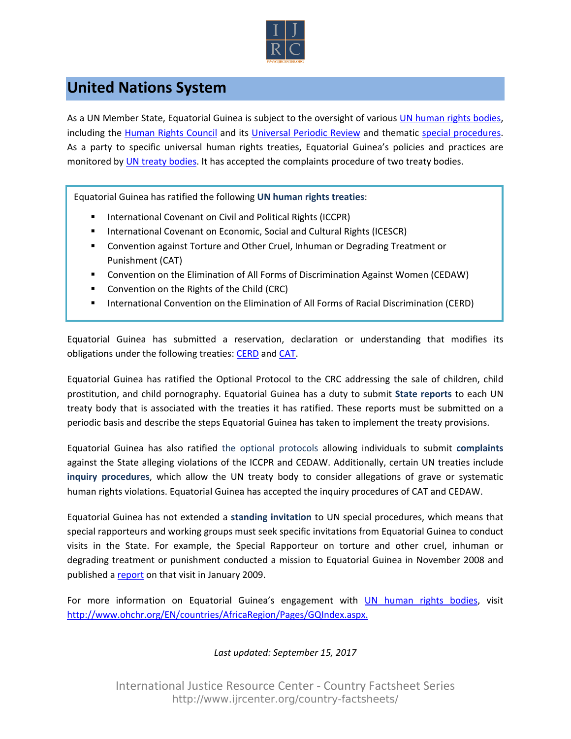## United Nations System

As a UN Member State, Equatorial Guinea is subject to the oversight of various UN human rights bodies, including the Human Rights Council and its Universal Periodic Review and thematic special procedures. As a party to specific universal human rights treaties, Equatorial Guinea's policies and practices are monitored by UN treaty bodies. It has accepted the complaints procedure of two treaty bodies.

Equatorial Guinea has ratified the following **UN human rights treaties**:

- International Covenant on Civil and Political Rights (ICCPR)
- International Covenant on Economic, Social and Cultural Rights (ICESCR)
- Convention against Torture and Other Cruel, Inhuman or Degrading Treatment or Punishment (CAT)
- Convention on the Elimination of All Forms of Discrimination Against Women (CEDAW)
- Convention on the Rights of the Child (CRC)
- International Convention on the Elimination of All Forms of Racial Discrimination (CERD)

Equatorial Guinea has submitted a reservation, declaration or understanding that modifies its obligations under the following treaties: CERD and CAT.

Equatorial Guinea has ratified the Optional Protocol to the CRC addressing the sale of children, child prostitution, and child pornography. Equatorial Guinea has a duty to submit **State reports** to each UN treaty body that is associated with the treaties it has ratified. These reports must be submitted on a periodic basis and describe the steps Equatorial Guinea has taken to implement the treaty provisions.

Equatorial Guinea has also ratified the optional protocols allowing individuals to submit **complaints** against the State alleging violations of the ICCPR and CEDAW. Additionally, certain UN treaties include **inquiry procedures**, which allow the UN treaty body to consider allegations of grave or systematic human rights violations. Equatorial Guinea has accepted the inquiry procedures of CAT and CEDAW.

Equatorial Guinea has not extended a **standing invitation** to UN special procedures, which means that special rapporteurs and working groups must seek specific invitations from Equatorial Guinea to conduct visits in the State. For example, the Special Rapporteur on torture and other cruel, inhuman or degrading treatment or punishment conducted a mission to Equatorial Guinea in November 2008 and published a report on that visit in January 2009.

For more information on Equatorial Guinea's engagement with UN human rights bodies, visit http://www.ohchr.org/EN/countries/AfricaRegion/Pages/GQIndex.aspx.

*Last updated: September 15, 2017*